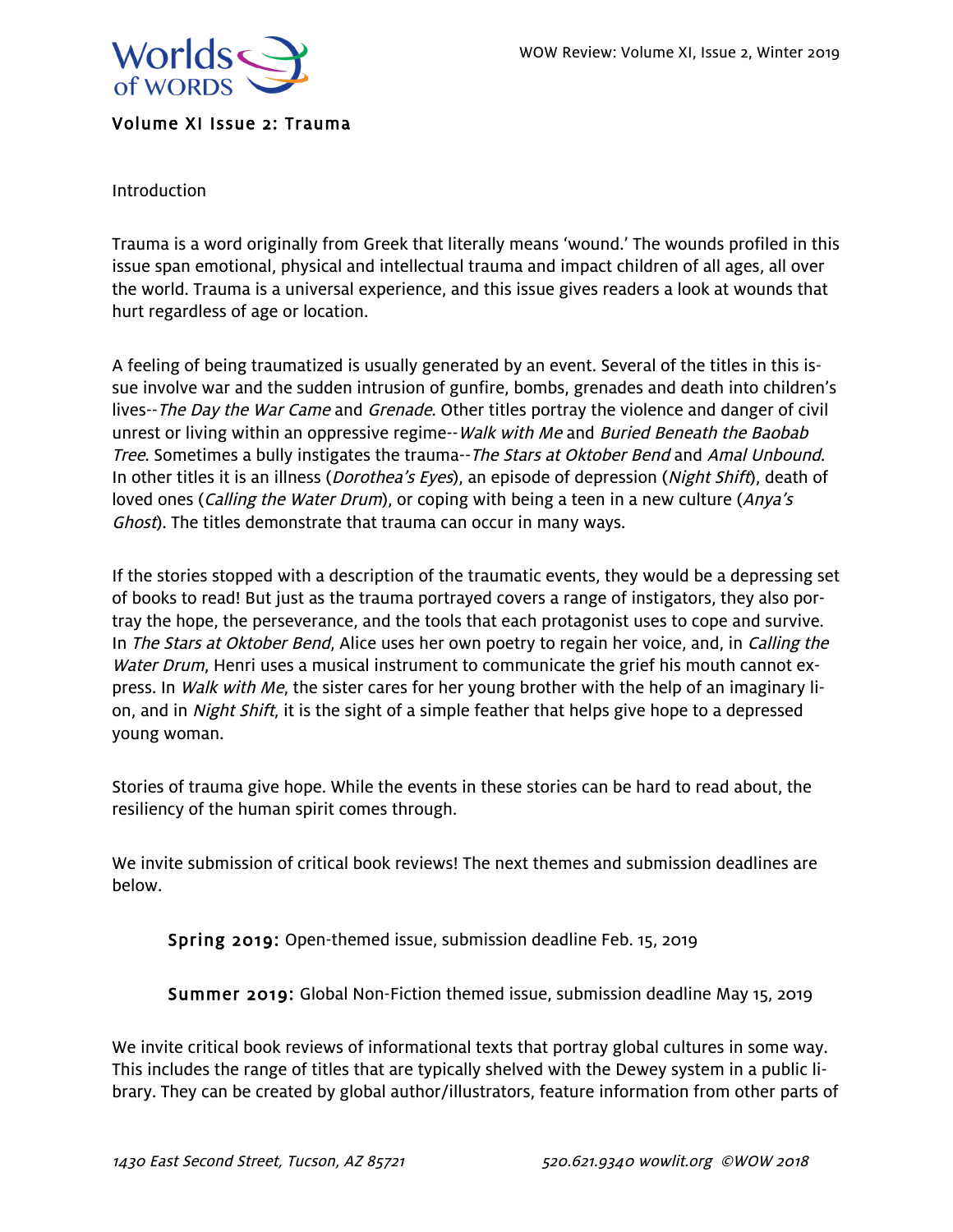# Volume XI Issue 2: Trauma

Introduction

Trauma is a word originally from Greek that literally means 'wound.' The wounds profiled in this issue span emotional, physical and intellectual trauma and impact children of all ages, all over the world. Trauma is a universal experience, and this issue gives readers a look at wounds that hurt regardless of age or location.

A feeling of being traumatized is usually generated by an event. Several of the titles in this issue involve war and the sudden intrusion of gunfire, bombs, grenades and death into children's lives--*The Day the War Came* and *Grenade*. Other titles portray the violence and danger of civil unrest or living within an oppressive regime--*Walk with Me* and *Buried Beneath the Baobab Tree*. Sometimes a bully instigates the trauma--*The Stars at Oktober Bend* and *Amal Unbound*. In other titles it is an illness (*Dorothea's Eyes*), an episode of depression (*Night Shift*), death of loved ones (*Calling the Water Drum*), or coping with being a teen in a new culture (*Anya's Ghost*). The titles demonstrate that trauma can occur in many ways.

If the stories stopped with a description of the traumatic events, they would be a depressing set of books to read! But just as the trauma portrayed covers a range of instigators, they also portray the hope, the perseverance, and the tools that each protagonist uses to cope and survive. In *The Stars at Oktober Bend*, Alice uses her own poetry to regain her voice, and, in *Calling the Water Drum*, Henri uses a musical instrument to communicate the grief his mouth cannot express. In *Walk with Me*, the sister cares for her young brother with the help of an imaginary lion, and in *Night Shift*, it is the sight of a simple feather that helps give hope to a depressed young woman.

Stories of trauma give hope. While the events in these stories can be hard to read about, the resiliency of the human spirit comes through.

We invite submission of critical book reviews! The next themes and submission deadlines are below.

**Spring 2019:** Open-themed issue, submission deadline Feb. 15, 2019

**Summer 2019:** Global Non-Fiction themed issue, submission deadline May 15, 2019

We invite critical book reviews of informational texts that portray global cultures in some way. This includes the range of titles that are typically shelved with the Dewey system in a public library. They can be created by global author/illustrators, feature information from other parts of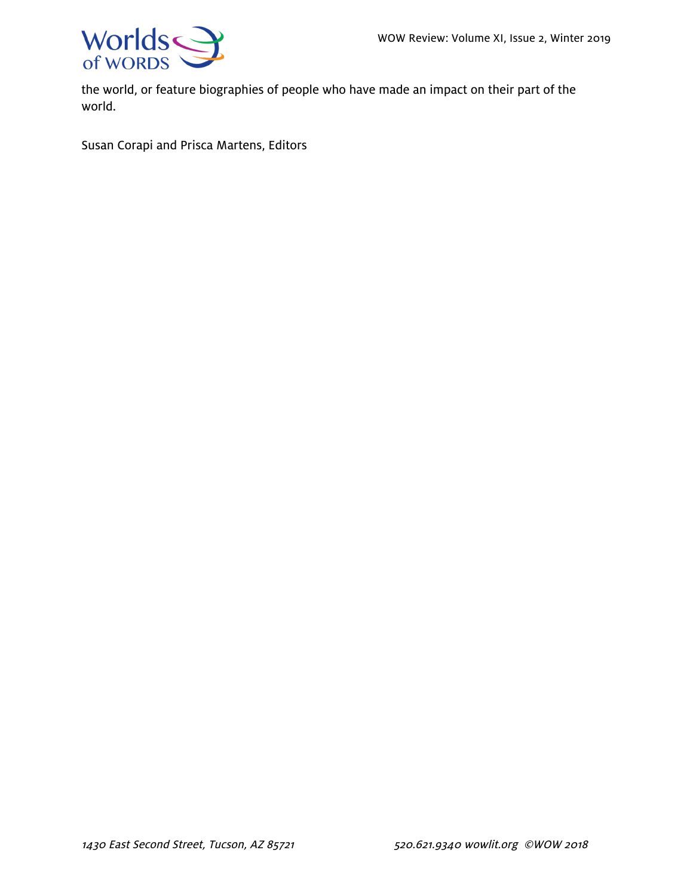the world, or feature biographies of people who have made an impact on their part of the world.

Susan Corapi and Prisca Martens, Editors